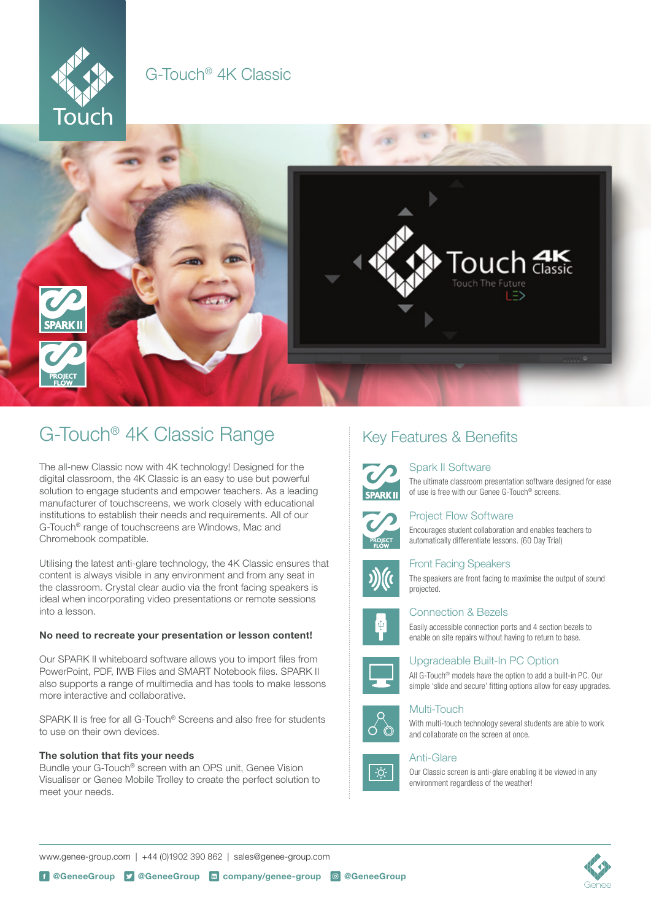# G-Touch® 4K Classic

## G-Touch® 4K Classic Range

The all-new Classic now with 4K technology! Designed for the digital classroom, the 4K Classic is an easy to use but powerful solution to engage students and empower teachers. As a leading manufacturer of touchscreens, we work closely with educational institutions to establish their needs and requirements. All of our G-Touch® range of touchscreens are Windows, Mac and Chromebook compatible.

Utilising the latest anti-glare technology, the 4K Classic ensures that content is always visible in any environment and from any seat in the classroom. Crystal clear audio via the front facing speakers is ideal when incorporating video presentations or remote sessions into a lesson.

**No need to recreate your presentation or lesson content!**

Our SPARK II whiteboard software allows you to import files from PowerPoint, PDF, IWB Files and SMART Notebook files. SPARK II also supports a range of multimedia and has tools to make lessons more interactive and collaborative.

SPARK II is free for all G-Touch® Screens and also free for students to use on their own devices.

**The solution that fits your needs**

Bundle your G-Touch® screen with an OPS unit, Genee Vision Visualiser or Genee Mobile Trolley to create the perfect solution to meet your needs.

## Key Features & Benefits

### Spark II Software

The ultimate classroom presentation software designed for ease of use is free with our Genee G-Touch® screens.

### Project Flow Software

Encourages student collaboration and enables teachers to automatically differentiate lessons. (60 Day Trial)

### Front Facing Speakers

The speakers are front facing to maximise the output of sound projected.

### Connection & Bezels

Easily accessible connection ports and 4 section bezels to enable on site repairs without having to return to base.

### Upgradeable Built-In PC Option

All G-Touch® models have the option to add a built-in PC. Our simple 'slide and secure' fitting options allow for easy upgrades.

### Multi-Touch

With multi-touch technology several students are able to work and collaborate on the screen at once.

### Anti-Glare

Our Classic screen is anti-glare enabling it be viewed in any environment regardless of the weather!

www.genee-group.com | +44 (0)1902 390 862 | sales@genee-group.com

@GeneeGroup @GeneeGroup company/genee-group @GeneeGroup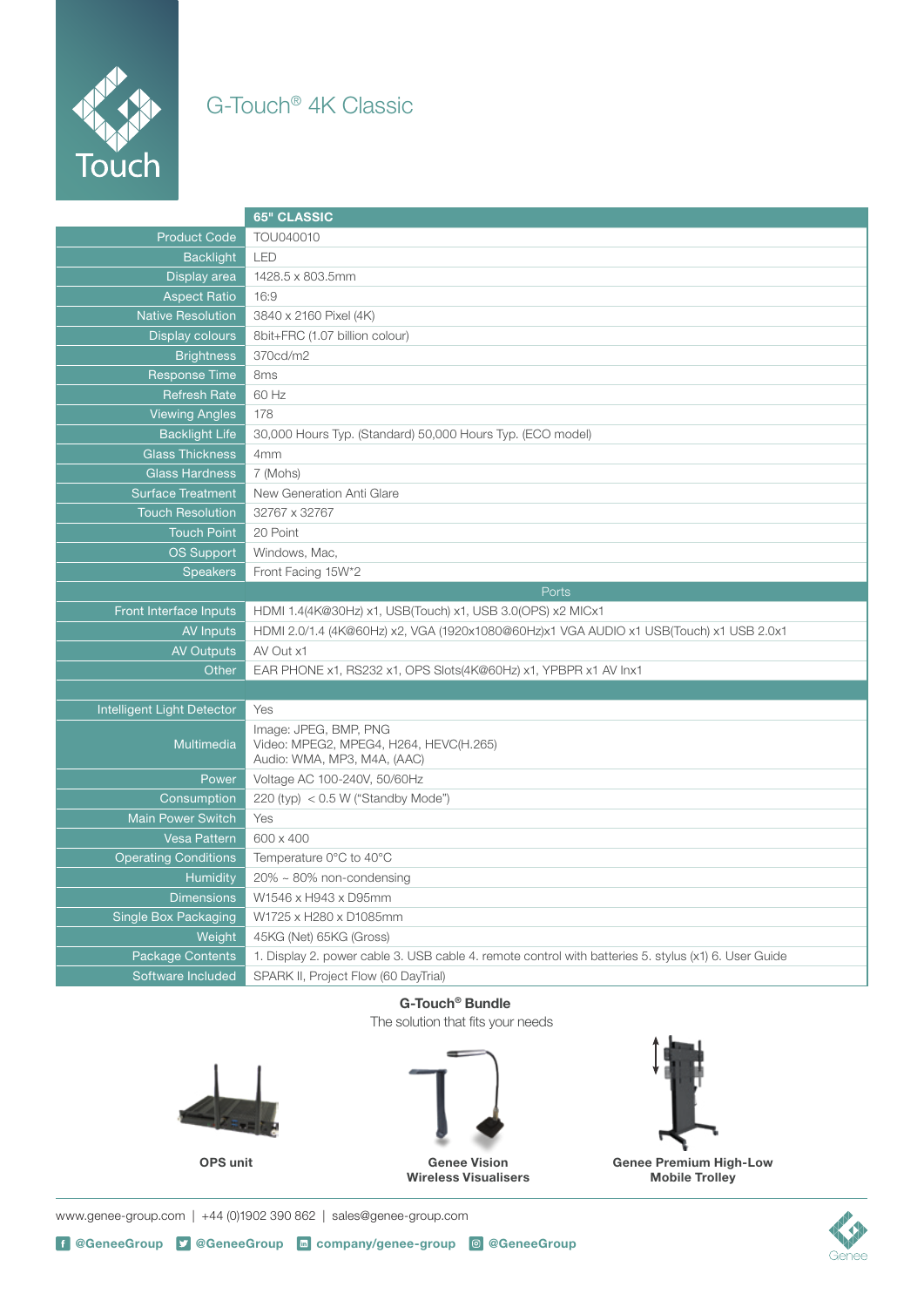# G-Touch® 4K Classic

| | 65" CLASSIC |
|---|---|
| Product Code | TOU040010 |
| Backlight | LED |
| Display area | 1428.5 x 803.5mm |
| Aspect Ratio | 16:9 |
| Native Resolution | 3840 x 2160 Pixel (4K) |
| Display colours | 8bit+FRC (1.07 billion colour) |
| Brightness | 370cd/m2 |
| Response Time | 8ms |
| Refresh Rate | 60 Hz |
| Viewing Angles | 178 |
| Backlight Life | 30,000 Hours Typ. (Standard) 50,000 Hours Typ. (ECO model) |
| Glass Thickness | 4mm |
| Glass Hardness | 7 (Mohs) |
| Surface Treatment | New Generation Anti Glare |
| Touch Resolution | 32767 x 32767 |
| Touch Point | 20 Point |
| OS Support | Windows, Mac, |
| Speakers | Front Facing 15W*2 |
| | Ports |
| Front Interface Inputs | HDMI 1.4(4K@30Hz) x1, USB(Touch) x1, USB 3.0(OPS) x2 MICx1 |
| AV Inputs | HDMI 2.0/1.4 (4K@60Hz) x2, VGA (1920x1080@60Hz)x1 VGA AUDIO x1 USB(Touch) x1 USB 2.0x1 |
| AV Outputs | AV Out x1 |
| Other | EAR PHONE x1, RS232 x1, OPS Slots(4K@60Hz) x1, YPBPR x1 AV Inx1 |
| | |
| Intelligent Light Detector | Yes |
| Multimedia | Image: JPEG, BMP, PNG<br>Video: MPEG2, MPEG4, H264, HEVC(H.265)<br>Audio: WMA, MP3, M4A, (AAC) |
| Power | Voltage AC 100-240V, 50/60Hz |
| Consumption | 220 (typ) < 0.5 W ("Standby Mode") |
| Main Power Switch | Yes |
| Vesa Pattern | 600 x 400 |
| Operating Conditions | Temperature 0°C to 40°C |
| Humidity | 20% ~ 80% non-condensing |
| Dimensions | W1546 x H943 x D95mm |
| Single Box Packaging | W1725 x H280 x D1085mm |
| Weight | 45KG (Net) 65KG (Gross) |
| Package Contents | 1. Display 2. power cable 3. USB cable 4. remote control with batteries 5. stylus (x1) 6. User Guide |
| Software Included | SPARK II, Project Flow (60 DayTrial) |

**G-Touch® Bundle**

The solution that fits your needs

**OPS unit**

**Genee Vision Wireless Visualisers**

**Genee Premium High-Low Mobile Trolley**

www.genee-group.com | +44 (0)1902 390 862 | sales@genee-group.com

@GeneeGroup @GeneeGroup company/genee-group @GeneeGroup